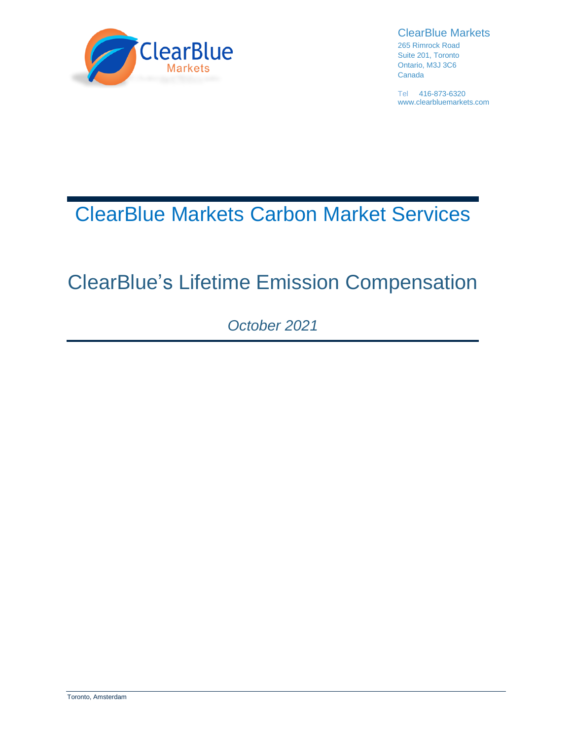ClearBlue Markets
265 Rimrock Road
Suite 201, Toronto
Ontario, M3J 3C6
Canada

Tel 416-873-6320
www.clearbluemarkets.com

# ClearBlue Markets Carbon Market Services

# ClearBlue's Lifetime Emission Compensation

*October 2021*

Toronto, Amsterdam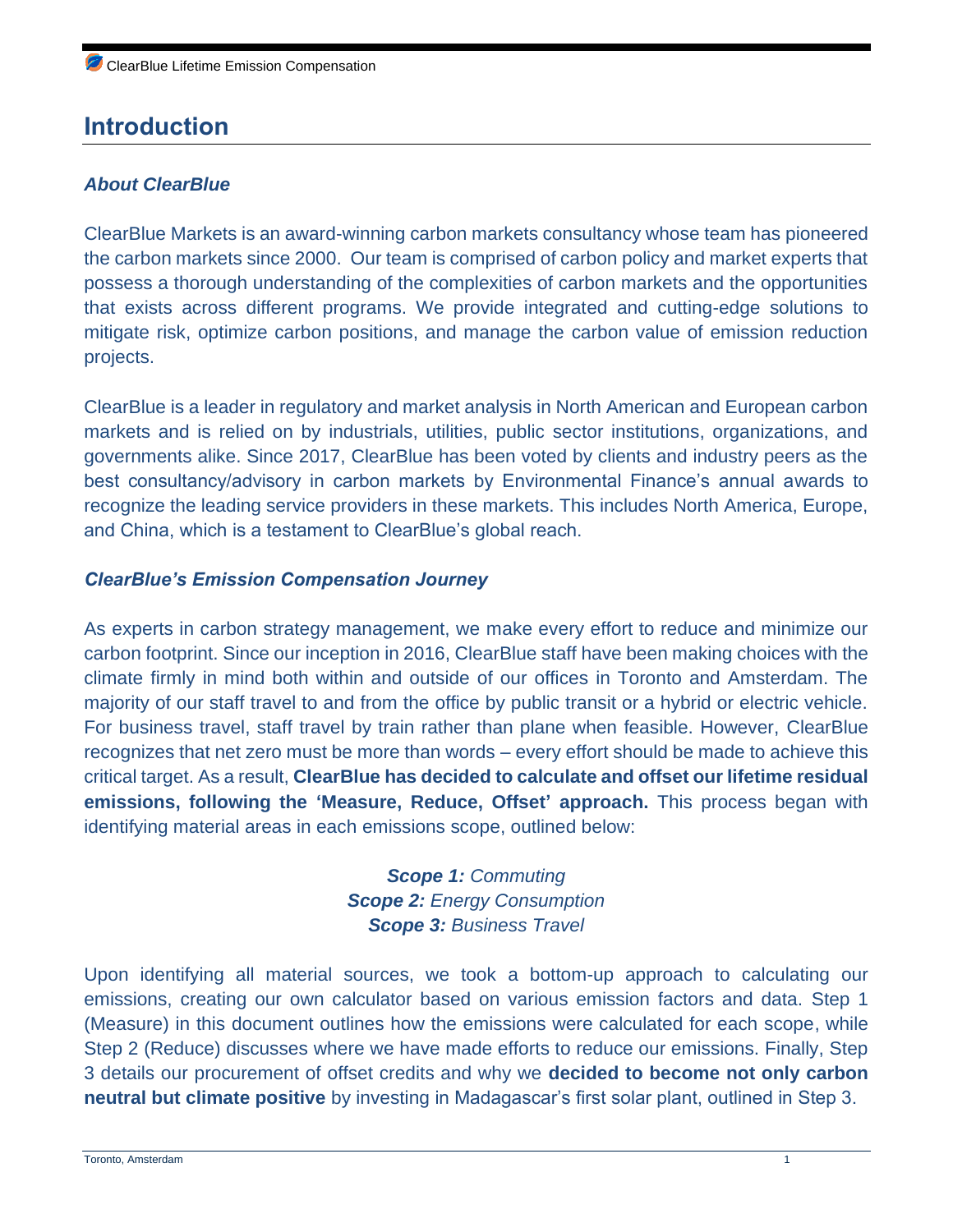# Introduction

## *About ClearBlue*

ClearBlue Markets is an award-winning carbon markets consultancy whose team has pioneered the carbon markets since 2000. Our team is comprised of carbon policy and market experts that possess a thorough understanding of the complexities of carbon markets and the opportunities that exists across different programs. We provide integrated and cutting-edge solutions to mitigate risk, optimize carbon positions, and manage the carbon value of emission reduction projects.

ClearBlue is a leader in regulatory and market analysis in North American and European carbon markets and is relied on by industrials, utilities, public sector institutions, organizations, and governments alike. Since 2017, ClearBlue has been voted by clients and industry peers as the best consultancy/advisory in carbon markets by Environmental Finance's annual awards to recognize the leading service providers in these markets. This includes North America, Europe, and China, which is a testament to ClearBlue's global reach.

## *ClearBlue's Emission Compensation Journey*

As experts in carbon strategy management, we make every effort to reduce and minimize our carbon footprint. Since our inception in 2016, ClearBlue staff have been making choices with the climate firmly in mind both within and outside of our offices in Toronto and Amsterdam. The majority of our staff travel to and from the office by public transit or a hybrid or electric vehicle. For business travel, staff travel by train rather than plane when feasible. However, ClearBlue recognizes that net zero must be more than words – every effort should be made to achieve this critical target. As a result, **ClearBlue has decided to calculate and offset our lifetime residual emissions, following the 'Measure, Reduce, Offset' approach.** This process began with identifying material areas in each emissions scope, outlined below:

***Scope 1:*** *Commuting*
***Scope 2:*** *Energy Consumption*
***Scope 3:*** *Business Travel*

Upon identifying all material sources, we took a bottom-up approach to calculating our emissions, creating our own calculator based on various emission factors and data. Step 1 (Measure) in this document outlines how the emissions were calculated for each scope, while Step 2 (Reduce) discusses where we have made efforts to reduce our emissions. Finally, Step 3 details our procurement of offset credits and why we **decided to become not only carbon neutral but climate positive** by investing in Madagascar's first solar plant, outlined in Step 3.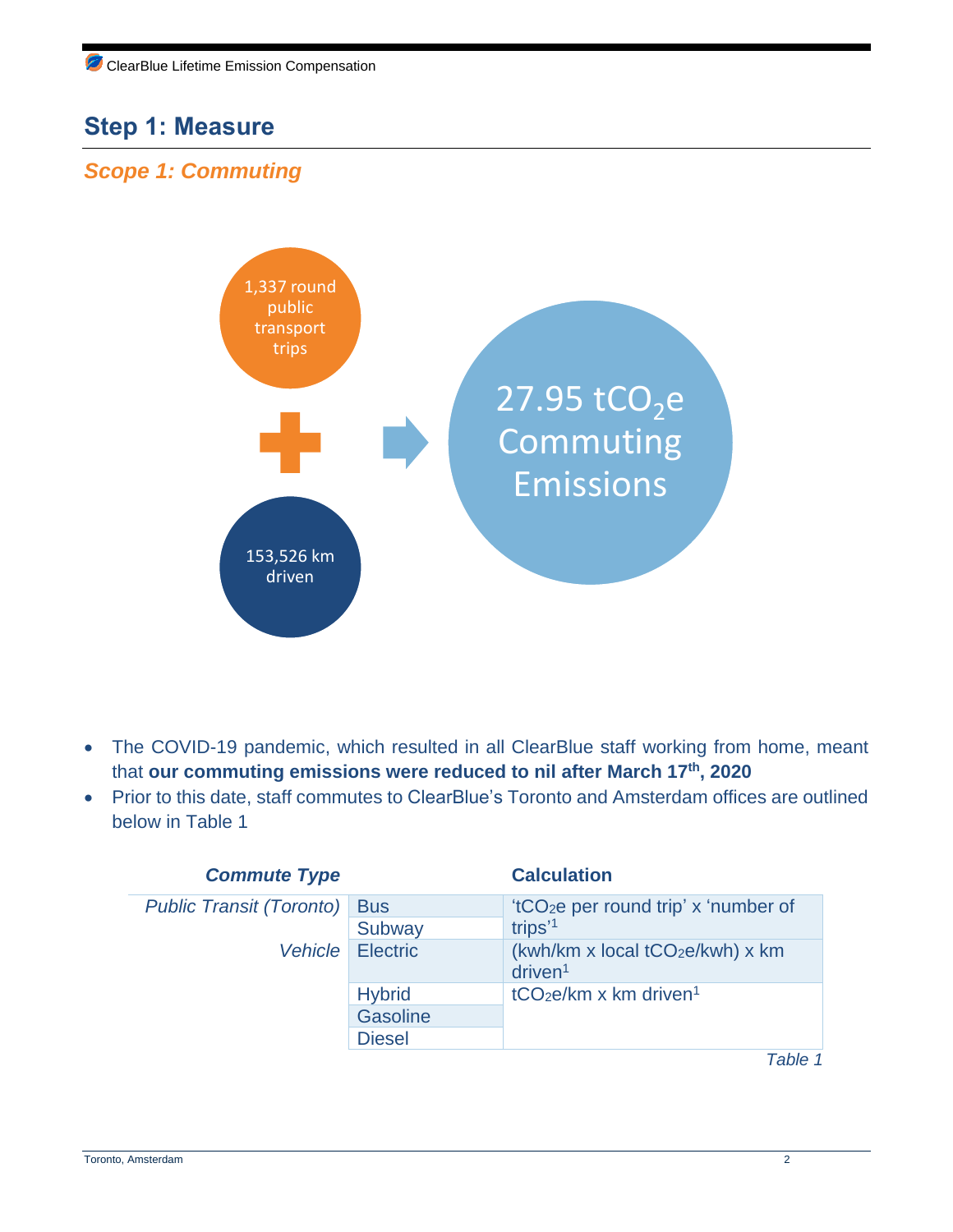## Step 1: Measure

### *Scope 1: Commuting*

1,337 round public transport trips

+

153,526 km driven

→

27.95 $tCO_2e$ Commuting Emissions

- The COVID-19 pandemic, which resulted in all ClearBlue staff working from home, meant that **our commuting emissions were reduced to nil after March 17th, 2020**
- Prior to this date, staff commutes to ClearBlue's Toronto and Amsterdam offices are outlined below in Table 1

| *Commute Type* | | **Calculation** |
|---|---|---|
| *Public Transit (Toronto)* | Bus | '$tCO_2e$ per round trip' x 'number of trips'[1] |
| | Subway | |
| *Vehicle* | Electric | (kwh/km x local $tCO_2e$/kwh) x km driven[1] |
| | Hybrid | $tCO_2e$/km x km driven[1] |
| | Gasoline | |
| | Diesel | |

*Table 1*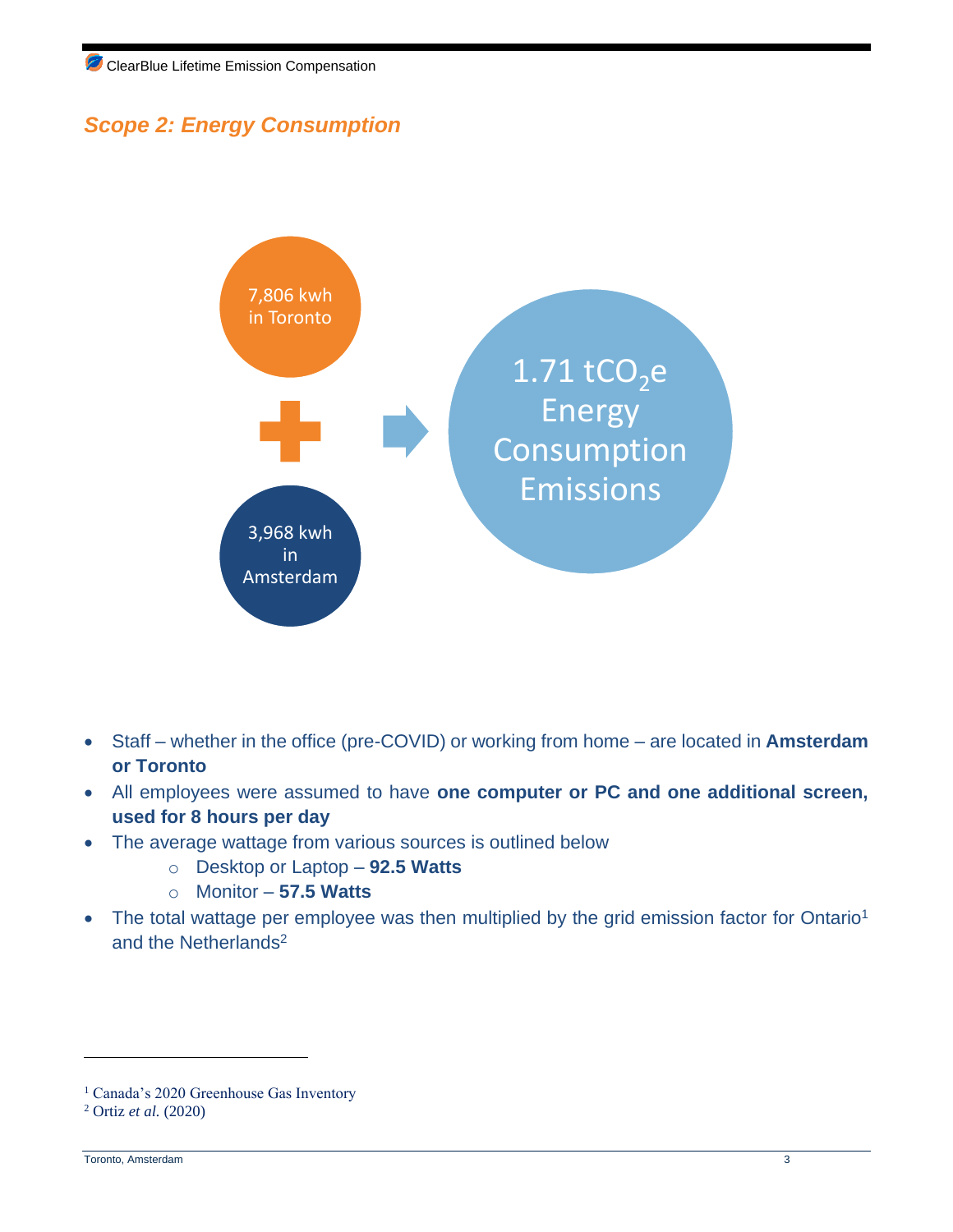## *Scope 2: Energy Consumption*

7,806 kwh in Toronto

3,968 kwh in Amsterdam

1.71 $tCO_2e$ Energy Consumption Emissions

- Staff – whether in the office (pre-COVID) or working from home – are located in **Amsterdam or Toronto**
- All employees were assumed to have **one computer or PC and one additional screen, used for 8 hours per day**
- The average wattage from various sources is outlined below
    - Desktop or Laptop – **92.5 Watts**
    - Monitor – **57.5 Watts**
- The total wattage per employee was then multiplied by the grid emission factor for Ontario[1] and the Netherlands[2]

---

[1] Canada's 2020 Greenhouse Gas Inventory

[2] Ortiz *et al.* (2020)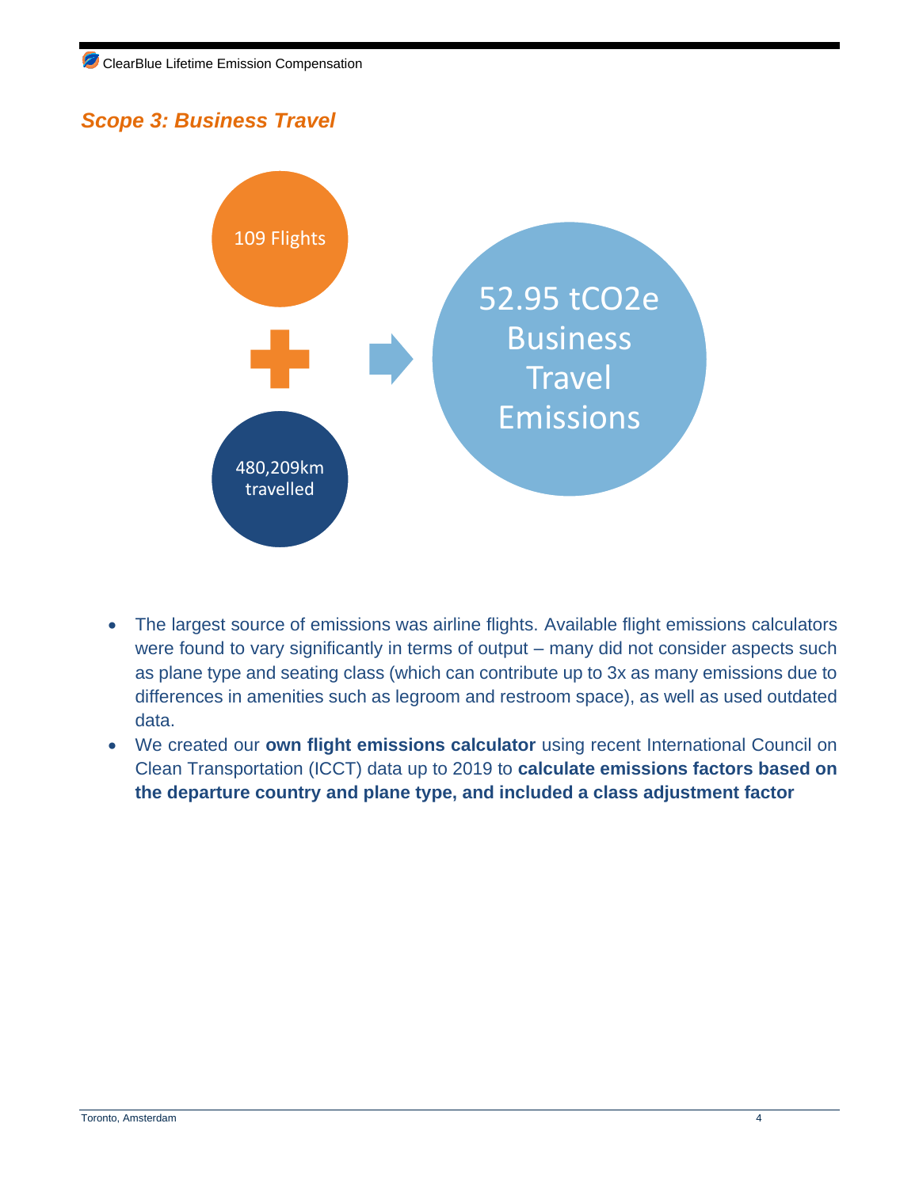## *Scope 3: Business Travel*

109 Flights

+

480,209km travelled

52.95 $tCO_2e$ Business Travel Emissions

- The largest source of emissions was airline flights. Available flight emissions calculators were found to vary significantly in terms of output – many did not consider aspects such as plane type and seating class (which can contribute up to 3x as many emissions due to differences in amenities such as legroom and restroom space), as well as used outdated data.
- We created our **own flight emissions calculator** using recent International Council on Clean Transportation (ICCT) data up to 2019 to **calculate emissions factors based on the departure country and plane type, and included a class adjustment factor**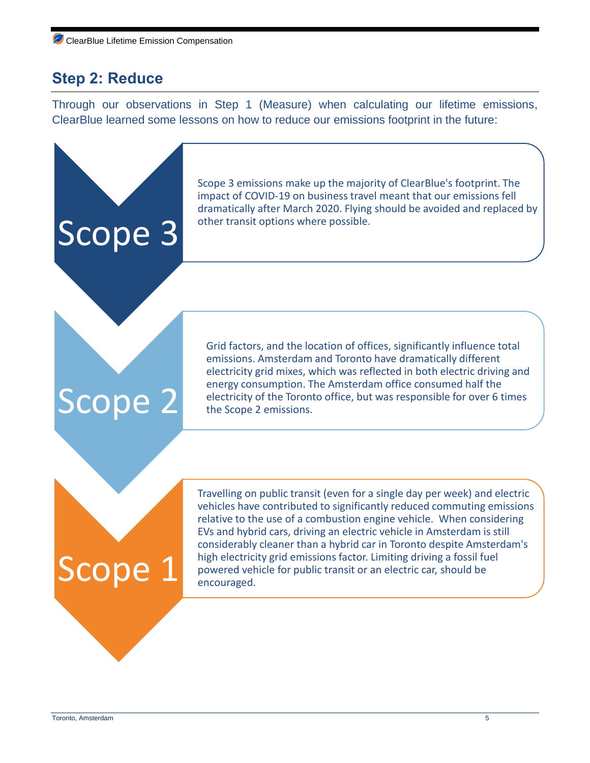## Step 2: Reduce

Through our observations in Step 1 (Measure) when calculating our lifetime emissions, ClearBlue learned some lessons on how to reduce our emissions footprint in the future:

### Scope 3

Scope 3 emissions make up the majority of ClearBlue's footprint. The impact of COVID-19 on business travel meant that our emissions fell dramatically after March 2020. Flying should be avoided and replaced by other transit options where possible.

### Scope 2

Grid factors, and the location of offices, significantly influence total emissions. Amsterdam and Toronto have dramatically different electricity grid mixes, which was reflected in both electric driving and energy consumption. The Amsterdam office consumed half the electricity of the Toronto office, but was responsible for over 6 times the Scope 2 emissions.

### Scope 1

Travelling on public transit (even for a single day per week) and electric vehicles have contributed to significantly reduced commuting emissions relative to the use of a combustion engine vehicle. When considering EVs and hybrid cars, driving an electric vehicle in Amsterdam is still considerably cleaner than a hybrid car in Toronto despite Amsterdam's high electricity grid emissions factor. Limiting driving a fossil fuel powered vehicle for public transit or an electric car, should be encouraged.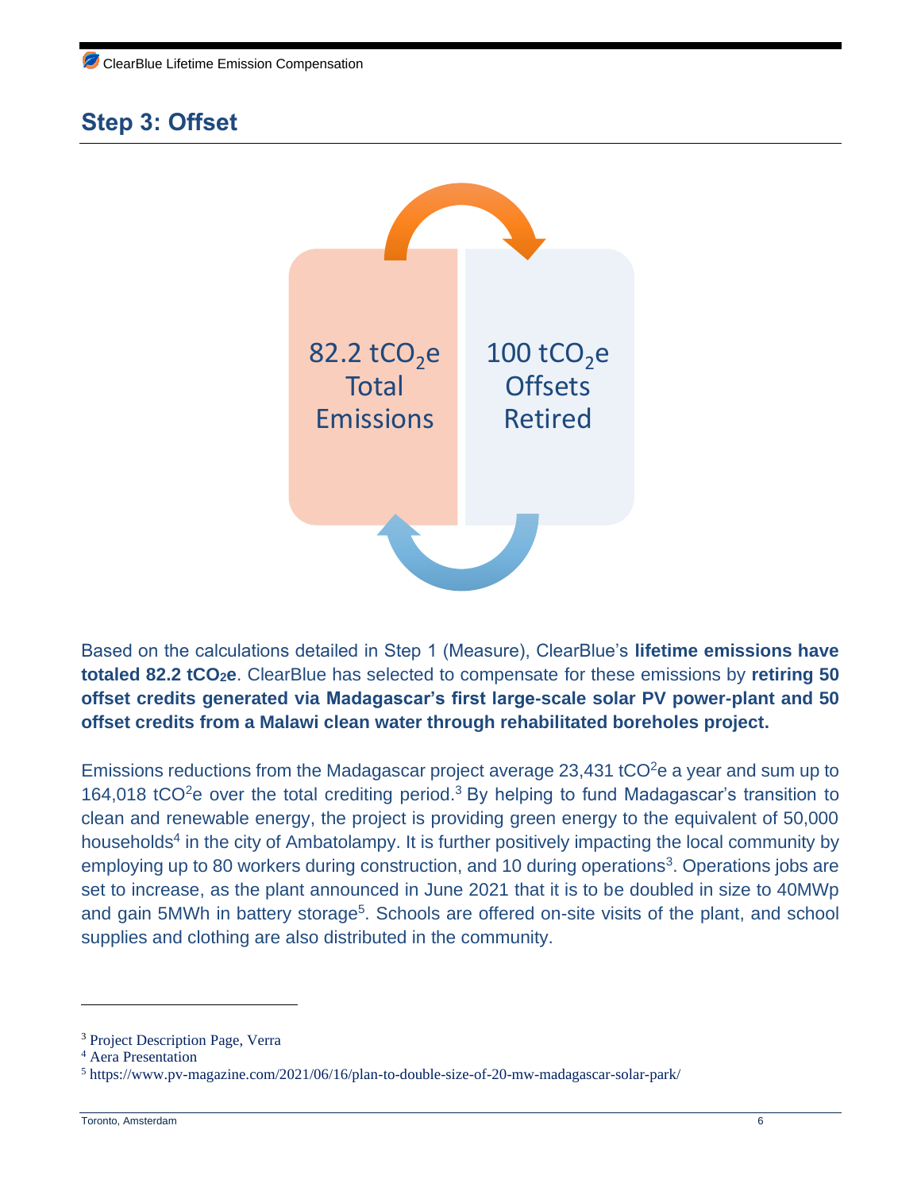## Step 3: Offset

82.2 $tCO_2e$ Total Emissions

100 $tCO_2e$ Offsets Retired

Based on the calculations detailed in Step 1 (Measure), ClearBlue's **lifetime emissions have totaled 82.2 $tCO_2e$**. ClearBlue has selected to compensate for these emissions by **retiring 50 offset credits generated via Madagascar's first large-scale solar PV power-plant and 50 offset credits from a Malawi clean water through rehabilitated boreholes project.**

Emissions reductions from the Madagascar project average 23,431 $tCO^2e$ a year and sum up to 164,018 $tCO^2e$ over the total crediting period.[3] By helping to fund Madagascar's transition to clean and renewable energy, the project is providing green energy to the equivalent of 50,000 households[4] in the city of Ambatolampy. It is further positively impacting the local community by employing up to 80 workers during construction, and 10 during operations[3]. Operations jobs are set to increase, as the plant announced in June 2021 that it is to be doubled in size to 40MWp and gain 5MWh in battery storage[5]. Schools are offered on-site visits of the plant, and school supplies and clothing are also distributed in the community.

---

[3] Project Description Page, Verra

[4] Aera Presentation

[5] https://www.pv-magazine.com/2021/06/16/plan-to-double-size-of-20-mw-madagascar-solar-park/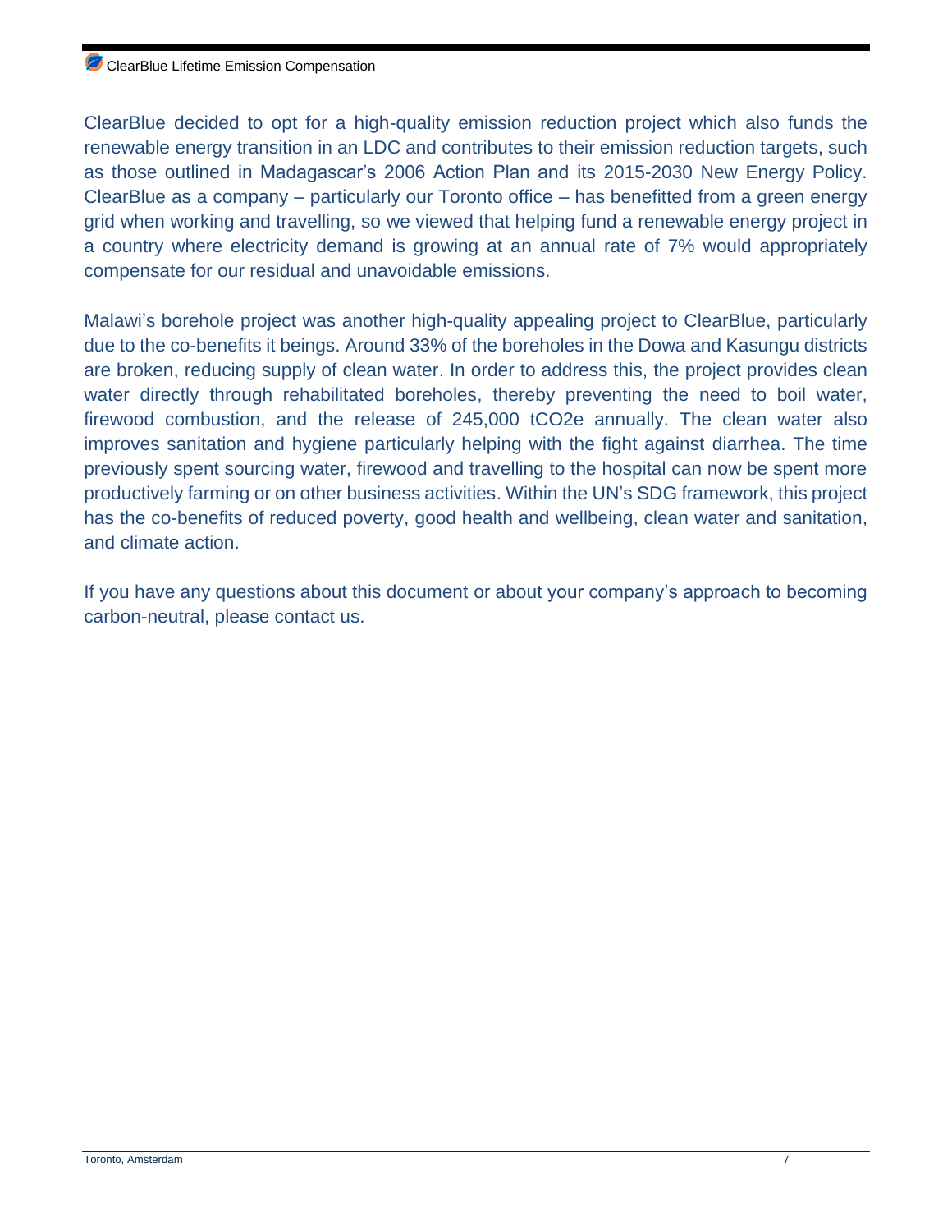ClearBlue decided to opt for a high-quality emission reduction project which also funds the renewable energy transition in an LDC and contributes to their emission reduction targets, such as those outlined in Madagascar's 2006 Action Plan and its 2015-2030 New Energy Policy. ClearBlue as a company – particularly our Toronto office – has benefitted from a green energy grid when working and travelling, so we viewed that helping fund a renewable energy project in a country where electricity demand is growing at an annual rate of 7% would appropriately compensate for our residual and unavoidable emissions.

Malawi's borehole project was another high-quality appealing project to ClearBlue, particularly due to the co-benefits it beings. Around 33% of the boreholes in the Dowa and Kasungu districts are broken, reducing supply of clean water. In order to address this, the project provides clean water directly through rehabilitated boreholes, thereby preventing the need to boil water, firewood combustion, and the release of 245,000 $tCO_2e$ annually. The clean water also improves sanitation and hygiene particularly helping with the fight against diarrhea. The time previously spent sourcing water, firewood and travelling to the hospital can now be spent more productively farming or on other business activities. Within the UN's SDG framework, this project has the co-benefits of reduced poverty, good health and wellbeing, clean water and sanitation, and climate action.

If you have any questions about this document or about your company's approach to becoming carbon-neutral, please contact us.